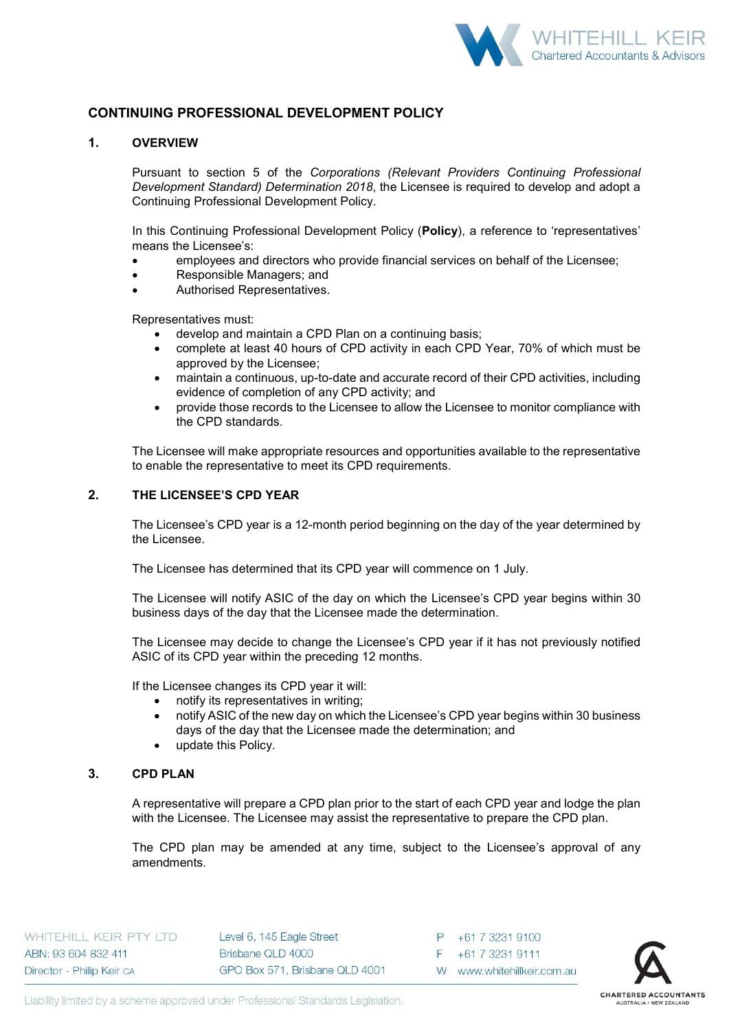# CONTINUING PROFESSIONAL DEVELOPMENT POLICY

## 1. OVERVIEW

Pursuant to section 5 of the *Corporations (Relevant Providers Continuing Professional Development Standard) Determination 2018*, the Licensee is required to develop and adopt a Continuing Professional Development Policy.

In this Continuing Professional Development Policy (**Policy**), a reference to 'representatives' means the Licensee's:

- employees and directors who provide financial services on behalf of the Licensee;
- Responsible Managers; and
- Authorised Representatives.

Representatives must:

- develop and maintain a CPD Plan on a continuing basis;
- complete at least 40 hours of CPD activity in each CPD Year, 70% of which must be approved by the Licensee;
- maintain a continuous, up-to-date and accurate record of their CPD activities, including evidence of completion of any CPD activity; and
- provide those records to the Licensee to allow the Licensee to monitor compliance with the CPD standards.

The Licensee will make appropriate resources and opportunities available to the representative to enable the representative to meet its CPD requirements.

## 2. THE LICENSEE'S CPD YEAR

The Licensee's CPD year is a 12-month period beginning on the day of the year determined by the Licensee.

The Licensee has determined that its CPD year will commence on 1 July.

The Licensee will notify ASIC of the day on which the Licensee's CPD year begins within 30 business days of the day that the Licensee made the determination.

The Licensee may decide to change the Licensee's CPD year if it has not previously notified ASIC of its CPD year within the preceding 12 months.

If the Licensee changes its CPD year it will:

- notify its representatives in writing;
- notify ASIC of the new day on which the Licensee's CPD year begins within 30 business days of the day that the Licensee made the determination; and
- update this Policy.

## 3. CPD PLAN

A representative will prepare a CPD plan prior to the start of each CPD year and lodge the plan with the Licensee. The Licensee may assist the representative to prepare the CPD plan.

The CPD plan may be amended at any time, subject to the Licensee's approval of any amendments.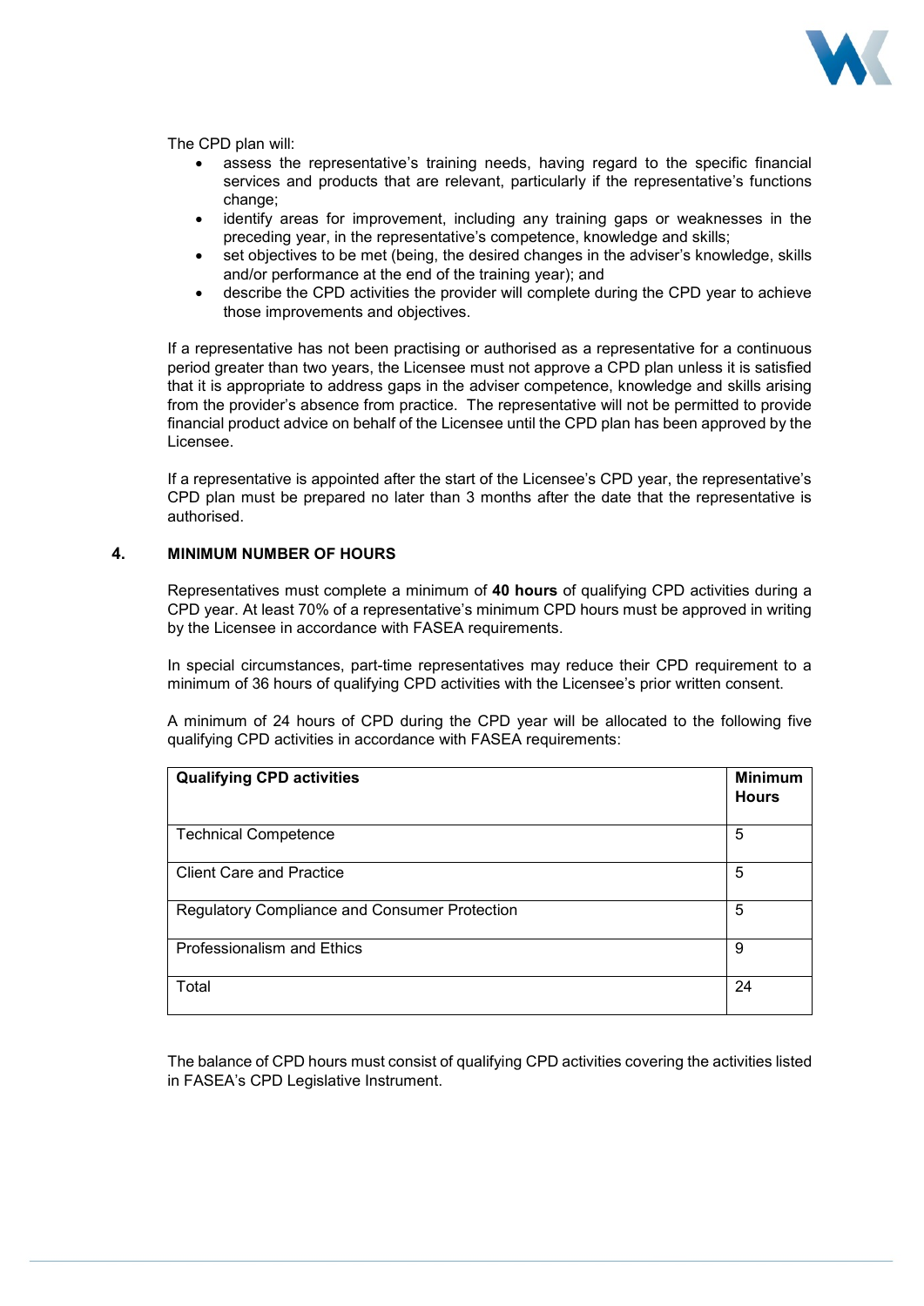The CPD plan will:

- assess the representative's training needs, having regard to the specific financial services and products that are relevant, particularly if the representative's functions change;
- identify areas for improvement, including any training gaps or weaknesses in the preceding year, in the representative's competence, knowledge and skills;
- set objectives to be met (being, the desired changes in the adviser's knowledge, skills and/or performance at the end of the training year); and
- describe the CPD activities the provider will complete during the CPD year to achieve those improvements and objectives.

If a representative has not been practising or authorised as a representative for a continuous period greater than two years, the Licensee must not approve a CPD plan unless it is satisfied that it is appropriate to address gaps in the adviser competence, knowledge and skills arising from the provider's absence from practice. The representative will not be permitted to provide financial product advice on behalf of the Licensee until the CPD plan has been approved by the Licensee.

If a representative is appointed after the start of the Licensee's CPD year, the representative's CPD plan must be prepared no later than 3 months after the date that the representative is authorised.

## 4. MINIMUM NUMBER OF HOURS

Representatives must complete a minimum of **40 hours** of qualifying CPD activities during a CPD year. At least 70% of a representative's minimum CPD hours must be approved in writing by the Licensee in accordance with FASEA requirements.

In special circumstances, part-time representatives may reduce their CPD requirement to a minimum of 36 hours of qualifying CPD activities with the Licensee's prior written consent.

A minimum of 24 hours of CPD during the CPD year will be allocated to the following five qualifying CPD activities in accordance with FASEA requirements:

| Qualifying CPD activities | Minimum Hours |
|---|---|
| Technical Competence | 5 |
| Client Care and Practice | 5 |
| Regulatory Compliance and Consumer Protection | 5 |
| Professionalism and Ethics | 9 |
| Total | 24 |

The balance of CPD hours must consist of qualifying CPD activities covering the activities listed in FASEA's CPD Legislative Instrument.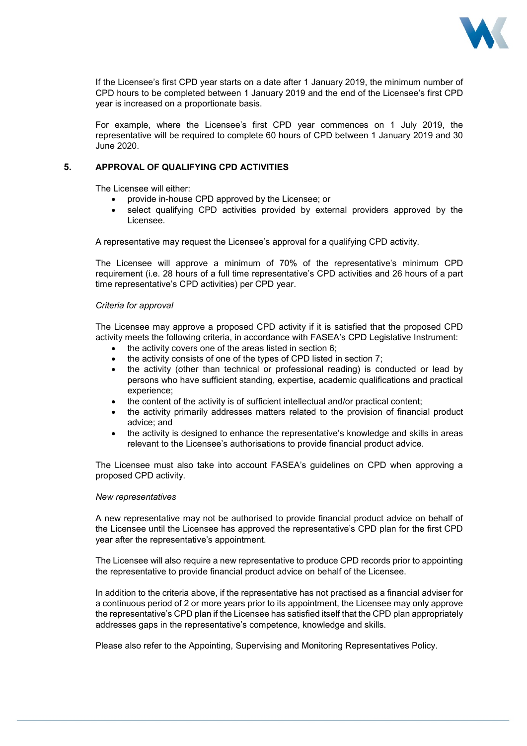If the Licensee's first CPD year starts on a date after 1 January 2019, the minimum number of CPD hours to be completed between 1 January 2019 and the end of the Licensee's first CPD year is increased on a proportionate basis.

For example, where the Licensee's first CPD year commences on 1 July 2019, the representative will be required to complete 60 hours of CPD between 1 January 2019 and 30 June 2020.

## 5. APPROVAL OF QUALIFYING CPD ACTIVITIES

The Licensee will either:

- provide in-house CPD approved by the Licensee; or
- select qualifying CPD activities provided by external providers approved by the Licensee.

A representative may request the Licensee's approval for a qualifying CPD activity.

The Licensee will approve a minimum of 70% of the representative's minimum CPD requirement (i.e. 28 hours of a full time representative's CPD activities and 26 hours of a part time representative's CPD activities) per CPD year.

*Criteria for approval*

The Licensee may approve a proposed CPD activity if it is satisfied that the proposed CPD activity meets the following criteria, in accordance with FASEA's CPD Legislative Instrument:

- the activity covers one of the areas listed in section 6;
- the activity consists of one of the types of CPD listed in section 7;
- the activity (other than technical or professional reading) is conducted or lead by persons who have sufficient standing, expertise, academic qualifications and practical experience;
- the content of the activity is of sufficient intellectual and/or practical content;
- the activity primarily addresses matters related to the provision of financial product advice; and
- the activity is designed to enhance the representative's knowledge and skills in areas relevant to the Licensee's authorisations to provide financial product advice.

The Licensee must also take into account FASEA's guidelines on CPD when approving a proposed CPD activity.

*New representatives*

A new representative may not be authorised to provide financial product advice on behalf of the Licensee until the Licensee has approved the representative's CPD plan for the first CPD year after the representative's appointment.

The Licensee will also require a new representative to produce CPD records prior to appointing the representative to provide financial product advice on behalf of the Licensee.

In addition to the criteria above, if the representative has not practised as a financial adviser for a continuous period of 2 or more years prior to its appointment, the Licensee may only approve the representative's CPD plan if the Licensee has satisfied itself that the CPD plan appropriately addresses gaps in the representative's competence, knowledge and skills.

Please also refer to the Appointing, Supervising and Monitoring Representatives Policy.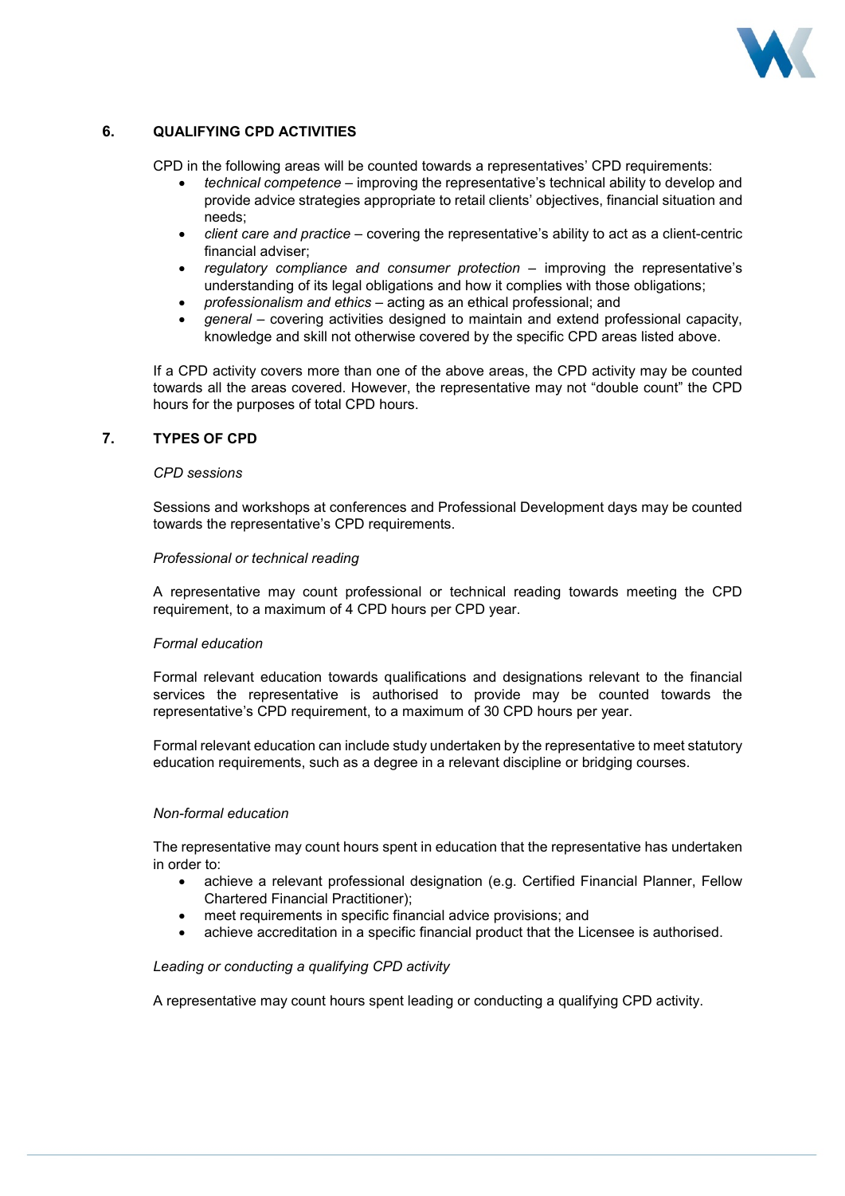## 6. QUALIFYING CPD ACTIVITIES

CPD in the following areas will be counted towards a representatives' CPD requirements:

- *technical competence* – improving the representative's technical ability to develop and provide advice strategies appropriate to retail clients' objectives, financial situation and needs;
- *client care and practice* – covering the representative's ability to act as a client-centric financial adviser;
- *regulatory compliance and consumer protection* – improving the representative's understanding of its legal obligations and how it complies with those obligations;
- *professionalism and ethics* – acting as an ethical professional; and
- *general* – covering activities designed to maintain and extend professional capacity, knowledge and skill not otherwise covered by the specific CPD areas listed above.

If a CPD activity covers more than one of the above areas, the CPD activity may be counted towards all the areas covered. However, the representative may not "double count" the CPD hours for the purposes of total CPD hours.

## 7. TYPES OF CPD

*CPD sessions*

Sessions and workshops at conferences and Professional Development days may be counted towards the representative's CPD requirements.

*Professional or technical reading*

A representative may count professional or technical reading towards meeting the CPD requirement, to a maximum of 4 CPD hours per CPD year.

*Formal education*

Formal relevant education towards qualifications and designations relevant to the financial services the representative is authorised to provide may be counted towards the representative's CPD requirement, to a maximum of 30 CPD hours per year.

Formal relevant education can include study undertaken by the representative to meet statutory education requirements, such as a degree in a relevant discipline or bridging courses.

*Non-formal education*

The representative may count hours spent in education that the representative has undertaken in order to:

- achieve a relevant professional designation (e.g. Certified Financial Planner, Fellow Chartered Financial Practitioner);
- meet requirements in specific financial advice provisions; and
- achieve accreditation in a specific financial product that the Licensee is authorised.

*Leading or conducting a qualifying CPD activity*

A representative may count hours spent leading or conducting a qualifying CPD activity.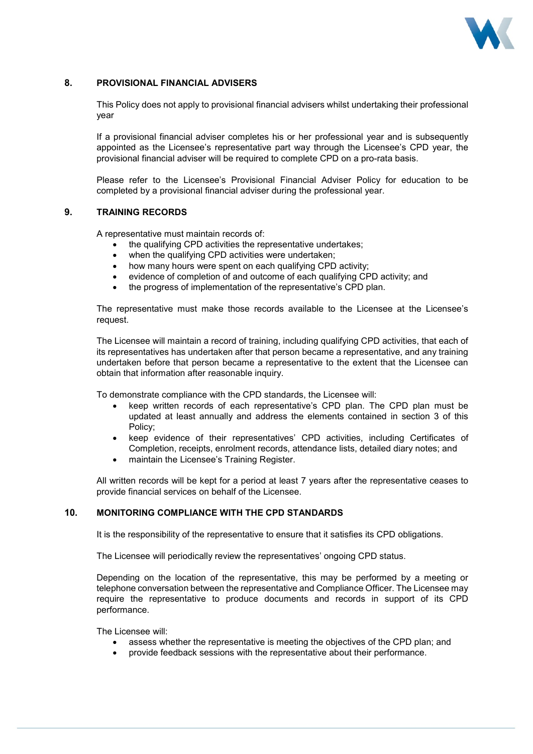## 8. PROVISIONAL FINANCIAL ADVISERS

This Policy does not apply to provisional financial advisers whilst undertaking their professional year

If a provisional financial adviser completes his or her professional year and is subsequently appointed as the Licensee's representative part way through the Licensee's CPD year, the provisional financial adviser will be required to complete CPD on a pro-rata basis.

Please refer to the Licensee's Provisional Financial Adviser Policy for education to be completed by a provisional financial adviser during the professional year.

## 9. TRAINING RECORDS

A representative must maintain records of:

- the qualifying CPD activities the representative undertakes;
- when the qualifying CPD activities were undertaken;
- how many hours were spent on each qualifying CPD activity;
- evidence of completion of and outcome of each qualifying CPD activity; and
- the progress of implementation of the representative's CPD plan.

The representative must make those records available to the Licensee at the Licensee's request.

The Licensee will maintain a record of training, including qualifying CPD activities, that each of its representatives has undertaken after that person became a representative, and any training undertaken before that person became a representative to the extent that the Licensee can obtain that information after reasonable inquiry.

To demonstrate compliance with the CPD standards, the Licensee will:

- keep written records of each representative's CPD plan. The CPD plan must be updated at least annually and address the elements contained in section 3 of this Policy;
- keep evidence of their representatives' CPD activities, including Certificates of Completion, receipts, enrolment records, attendance lists, detailed diary notes; and
- maintain the Licensee's Training Register.

All written records will be kept for a period at least 7 years after the representative ceases to provide financial services on behalf of the Licensee.

## 10. MONITORING COMPLIANCE WITH THE CPD STANDARDS

It is the responsibility of the representative to ensure that it satisfies its CPD obligations.

The Licensee will periodically review the representatives' ongoing CPD status.

Depending on the location of the representative, this may be performed by a meeting or telephone conversation between the representative and Compliance Officer. The Licensee may require the representative to produce documents and records in support of its CPD performance.

The Licensee will:

- assess whether the representative is meeting the objectives of the CPD plan; and
- provide feedback sessions with the representative about their performance.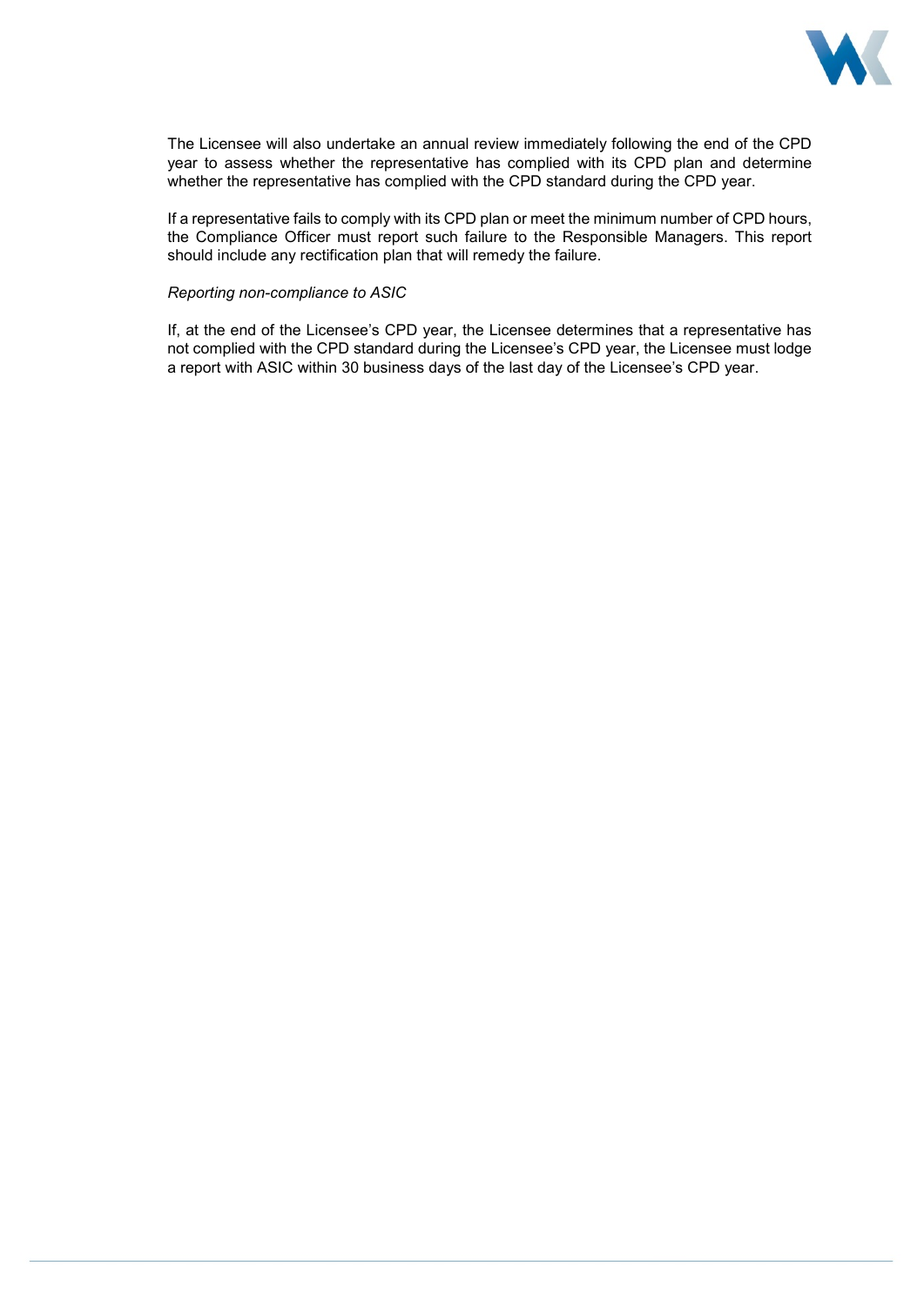The Licensee will also undertake an annual review immediately following the end of the CPD year to assess whether the representative has complied with its CPD plan and determine whether the representative has complied with the CPD standard during the CPD year.

If a representative fails to comply with its CPD plan or meet the minimum number of CPD hours, the Compliance Officer must report such failure to the Responsible Managers. This report should include any rectification plan that will remedy the failure.

*Reporting non-compliance to ASIC*

If, at the end of the Licensee's CPD year, the Licensee determines that a representative has not complied with the CPD standard during the Licensee's CPD year, the Licensee must lodge a report with ASIC within 30 business days of the last day of the Licensee's CPD year.